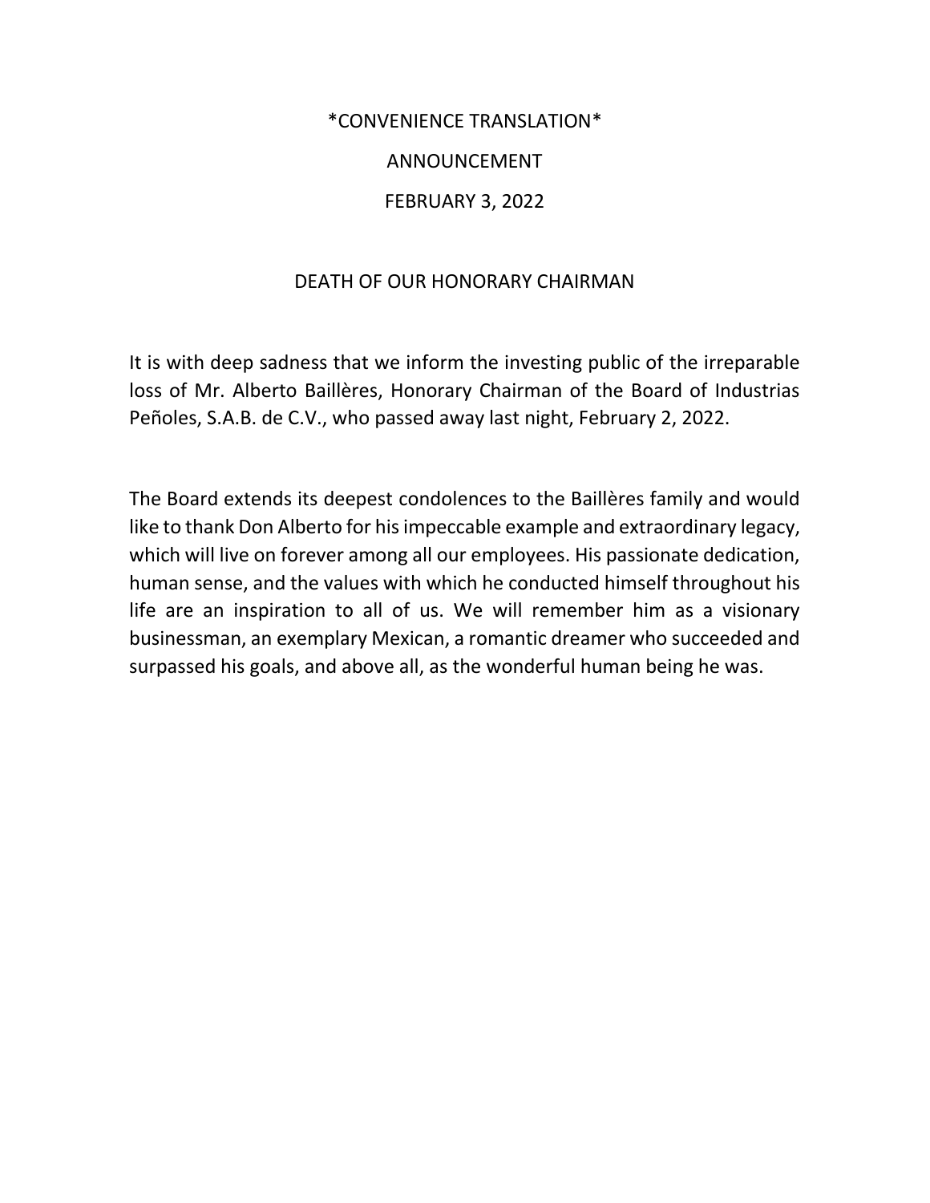*CONVENIENCE TRANSLATION*

ANNOUNCEMENT

FEBRUARY 3, 2022

# DEATH OF OUR HONORARY CHAIRMAN

It is with deep sadness that we inform the investing public of the irreparable loss of Mr. Alberto Baillères, Honorary Chairman of the Board of Industrias Peñoles, S.A.B. de C.V., who passed away last night, February 2, 2022.

The Board extends its deepest condolences to the Baillères family and would like to thank Don Alberto for his impeccable example and extraordinary legacy, which will live on forever among all our employees. His passionate dedication, human sense, and the values with which he conducted himself throughout his life are an inspiration to all of us. We will remember him as a visionary businessman, an exemplary Mexican, a romantic dreamer who succeeded and surpassed his goals, and above all, as the wonderful human being he was.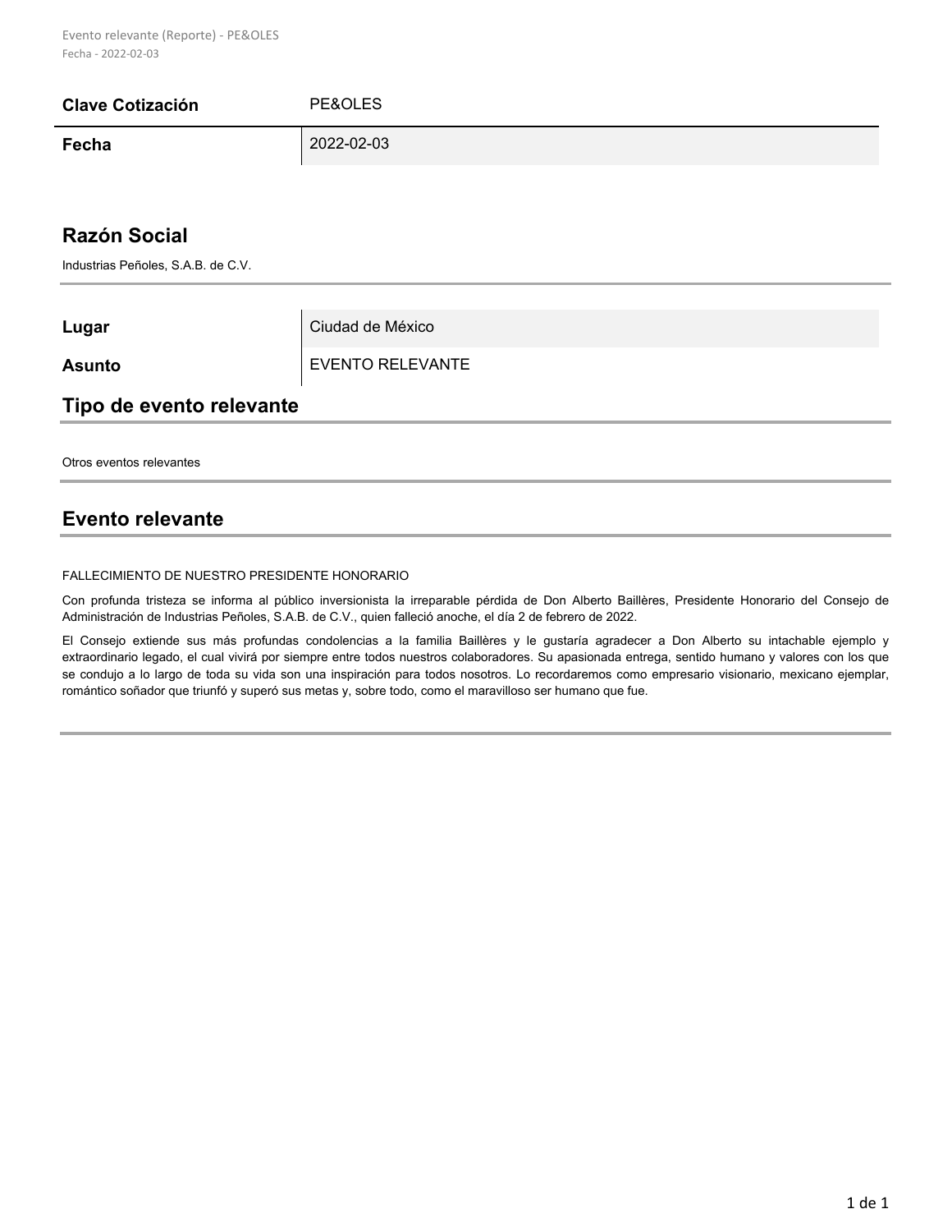| | |
|---|---|
| **Clave Cotización** | PE&OLES |
| **Fecha** | 2022-02-03 |

## Razón Social

Industrias Peñoles, S.A.B. de C.V.

| | |
|---|---|
| **Lugar** | Ciudad de México |
| **Asunto** | EVENTO RELEVANTE |

## Tipo de evento relevante

Otros eventos relevantes

## Evento relevante

FALLECIMIENTO DE NUESTRO PRESIDENTE HONORARIO

Con profunda tristeza se informa al público inversionista la irreparable pérdida de Don Alberto Baillères, Presidente Honorario del Consejo de Administración de Industrias Peñoles, S.A.B. de C.V., quien falleció anoche, el día 2 de febrero de 2022.

El Consejo extiende sus más profundas condolencias a la familia Baillères y le gustaría agradecer a Don Alberto su intachable ejemplo y extraordinario legado, el cual vivirá por siempre entre todos nuestros colaboradores. Su apasionada entrega, sentido humano y valores con los que se condujo a lo largo de toda su vida son una inspiración para todos nosotros. Lo recordaremos como empresario visionario, mexicano ejemplar, romántico soñador que triunfó y superó sus metas y, sobre todo, como el maravilloso ser humano que fue.